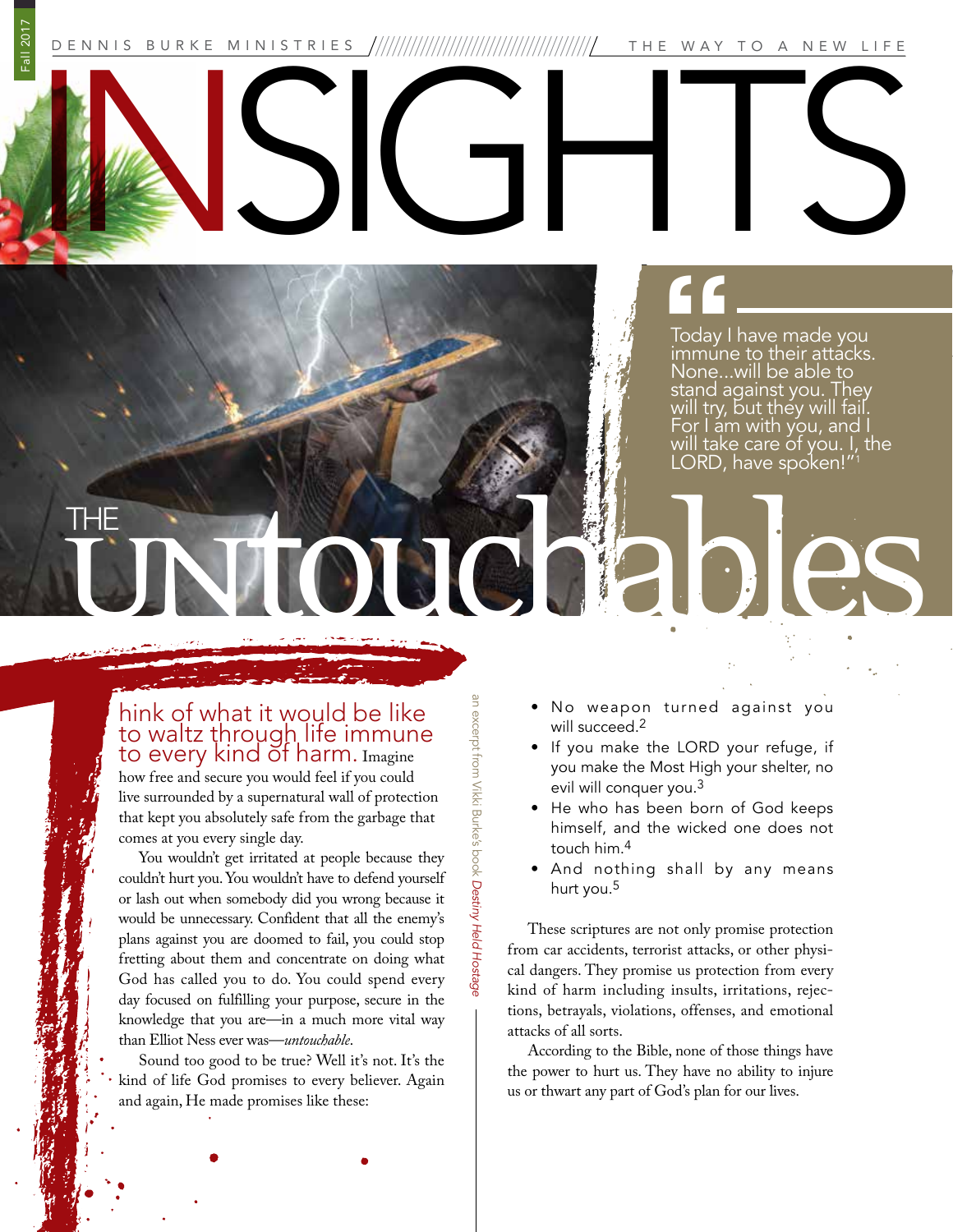DENNIS BURKE MINISTRIES — THE WAY TO A NEW LIFE

Fall 2017

# INSIGHTS

> "Today I have made you immune to their attacks. None...will be able to stand against you. They will try, but they will fail. For I am with you, and I will take care of you. I, the LORD, have spoken!"[1]

## THE untouchables

*an excerpt from Vikki Burke's book Destiny Held Hostage*

Think of what it would be like to waltz through life immune to every kind of harm. Imagine how free and secure you would feel if you could live surrounded by a supernatural wall of protection that kept you absolutely safe from the garbage that comes at you every single day.

You wouldn't get irritated at people because they couldn't hurt you. You wouldn't have to defend yourself or lash out when somebody did you wrong because it would be unnecessary. Confident that all the enemy's plans against you are doomed to fail, you could stop fretting about them and concentrate on doing what God has called you to do. You could spend every day focused on fulfilling your purpose, secure in the knowledge that you are—in a much more vital way than Elliot Ness ever was—*untouchable*.

Sound too good to be true? Well it's not. It's the kind of life God promises to every believer. Again and again, He made promises like these:

- No weapon turned against you will succeed.[2]
- If you make the LORD your refuge, if you make the Most High your shelter, no evil will conquer you.[3]
- He who has been born of God keeps himself, and the wicked one does not touch him.[4]
- And nothing shall by any means hurt you.[5]

These scriptures are not only promise protection from car accidents, terrorist attacks, or other physical dangers. They promise us protection from every kind of harm including insults, irritations, rejections, betrayals, violations, offenses, and emotional attacks of all sorts.

According to the Bible, none of those things have the power to hurt us. They have no ability to injure us or thwart any part of God's plan for our lives.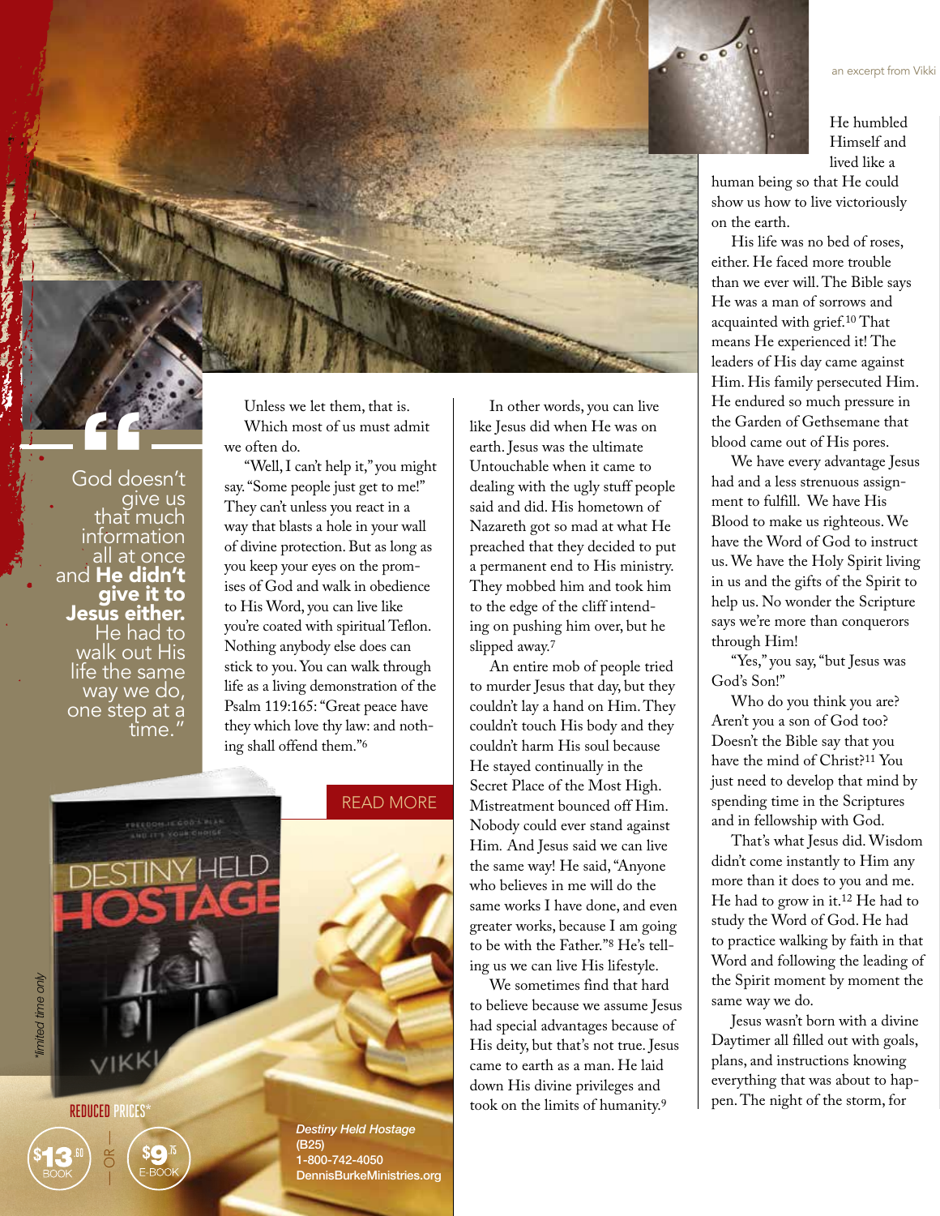> God doesn't give us that much information all at once and **He didn't give it to Jesus either.** He had to walk out His life the same way we do, one step at a time.

Unless we let them, that is.

Which most of us must admit we often do.

"Well, I can't help it," you might say. "Some people just get to me!" They can't unless you react in a way that blasts a hole in your wall of divine protection. But as long as you keep your eyes on the promises of God and walk in obedience to His Word, you can live like you're coated with spiritual Teflon. Nothing anybody else does can stick to you. You can walk through life as a living demonstration of the Psalm 119:165: "Great peace have they which love thy law: and nothing shall offend them."[6]

In other words, you can live like Jesus did when He was on earth. Jesus was the ultimate Untouchable when it came to dealing with the ugly stuff people said and did. His hometown of Nazareth got so mad at what He preached that they decided to put a permanent end to His ministry. They mobbed him and took him to the edge of the cliff intending on pushing him over, but he slipped away.[7]

An entire mob of people tried to murder Jesus that day, but they couldn't lay a hand on Him. They couldn't touch His body and they couldn't harm His soul because He stayed continually in the Secret Place of the Most High. Mistreatment bounced off Him. Nobody could ever stand against Him. And Jesus said we can live the same way! He said, "Anyone who believes in me will do the same works I have done, and even greater works, because I am going to be with the Father."[8] He's telling us we can live His lifestyle.

We sometimes find that hard to believe because we assume Jesus had special advantages because of His deity, but that's not true. Jesus came to earth as a man. He laid down His divine privileges and took on the limits of humanity.[9] He humbled Himself and lived like a human being so that He could show us how to live victoriously on the earth.

His life was no bed of roses, either. He faced more trouble than we ever will. The Bible says He was a man of sorrows and acquainted with grief.[10] That means He experienced it! The leaders of His day came against Him. His family persecuted Him. He endured so much pressure in the Garden of Gethsemane that blood came out of His pores.

We have every advantage Jesus had and a less strenuous assignment to fulfill. We have His Blood to make us righteous. We have the Word of God to instruct us. We have the Holy Spirit living in us and the gifts of the Spirit to help us. No wonder the Scripture says we're more than conquerors through Him!

"Yes," you say, "but Jesus was God's Son!"

Who do you think you are? Aren't you a son of God too? Doesn't the Bible say that you have the mind of Christ?[11] You just need to develop that mind by spending time in the Scriptures and in fellowship with God.

That's what Jesus did. Wisdom didn't come instantly to Him any more than it does to you and me. He had to grow in it.[12] He had to study the Word of God. He had to practice walking by faith in that Word and following the leading of the Spirit moment by moment the same way we do.

Jesus wasn't born with a divine Daytimer all filled out with goals, plans, and instructions knowing everything that was about to happen. The night of the storm, for

---

READ MORE

*Destiny Held Hostage*
(B25)
1-800-742-4050
DennisBurkeMinistries.org

REDUCED PRICES*

$13.60 BOOK — OR — $9.75 E-BOOK

*limited time only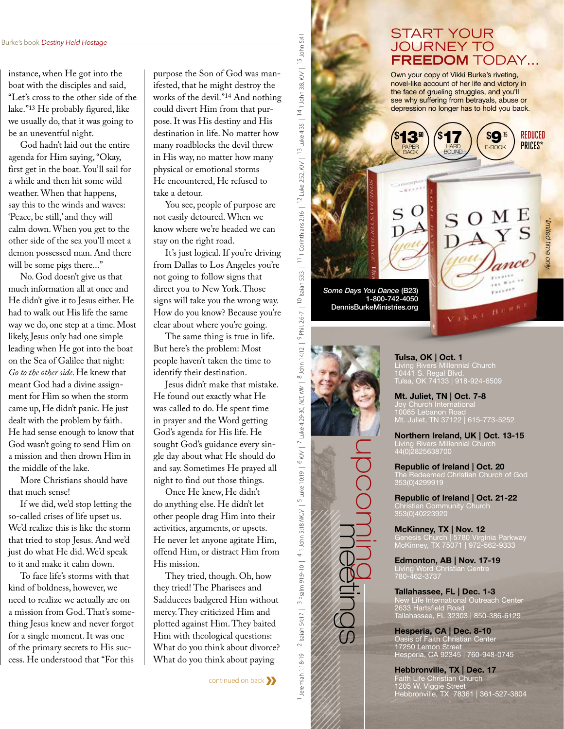instance, when He got into the boat with the disciples and said, "Let's cross to the other side of the lake."[13] He probably figured, like we usually do, that it was going to be an uneventful night.

God hadn't laid out the entire agenda for Him saying, "Okay, first get in the boat. You'll sail for a while and then hit some wild weather. When that happens, say this to the winds and waves: 'Peace, be still,' and they will calm down. When you get to the other side of the sea you'll meet a demon possessed man. And there will be some pigs there..."

No. God doesn't give us that much information all at once and He didn't give it to Jesus either. He had to walk out His life the same way we do, one step at a time. Most likely, Jesus only had one simple leading when He got into the boat on the Sea of Galilee that night: *Go to the other side*. He knew that meant God had a divine assignment for Him so when the storm came up, He didn't panic. He just dealt with the problem by faith. He had sense enough to know that God wasn't going to send Him on a mission and then drown Him in the middle of the lake.

More Christians should have that much sense!

If we did, we'd stop letting the so-called crises of life upset us. We'd realize this is like the storm that tried to stop Jesus. And we'd just do what He did. We'd speak to it and make it calm down.

To face life's storms with that kind of boldness, however, we need to realize we actually are on a mission from God. That's something Jesus knew and never forgot for a single moment. It was one of the primary secrets to His success. He understood that "For this purpose the Son of God was manifested, that he might destroy the works of the devil."[14] And nothing could divert Him from that purpose. It was His destiny and His destination in life. No matter how many roadblocks the devil threw in His way, no matter how many physical or emotional storms He encountered, He refused to take a detour.

You see, people of purpose are not easily detoured. When we know where we're headed we can stay on the right road.

It's just logical. If you're driving from Dallas to Los Angeles you're not going to follow signs that direct you to New York. Those signs will take you the wrong way. How do you know? Because you're clear about where you're going.

The same thing is true in life. But here's the problem: Most people haven't taken the time to identify their destination.

Jesus didn't make that mistake. He found out exactly what He was called to do. He spent time in prayer and the Word getting God's agenda for His life. He sought God's guidance every single day about what He should do and say. Sometimes He prayed all night to find out those things.

Once He knew, He didn't do anything else. He didn't let other people drag Him into their activities, arguments, or upsets. He never let anyone agitate Him, offend Him, or distract Him from His mission.

They tried, though. Oh, how they tried! The Pharisees and Sadducees badgered Him without mercy. They criticized Him and plotted against Him. They baited Him with theological questions: What do you think about divorce? What do you think about paying

continued on back

[1] Jeremiah 1:18-19 | [2] Isaiah 54:17 | [3] Psalm 91:9-10 | [4] 1 John 5:18 *NKJV* | [5] Luke 10:19 | [6] *KJV* | [7] Luke 4:29-30, *NLT, NIV* | [8] John 14:12 | [9] Phil. 2:6-7 | [10] Isaiah 53:3 | [11] 1 Corinthians 2:16 | [12] Luke 2:52, *KJV* | [13] Luke 4:35 | [14] 1 John 3:8, *KJV* | [15] John 5:41

## START YOUR JOURNEY TO **FREEDOM** TODAY...

Own your copy of Vikki Burke's riveting, novel-like account of her life and victory in the face of grueling struggles, and you'll see why suffering from betrayals, abuse or depression no longer has to hold you back.

$13.60 PAPER BACK | $17 HARD BOUND | $9.75 E-BOOK | REDUCED PRICES*

*limited time only

*Some Days You Dance* (B23)
1-800-742-4050
DennisBurkeMinistries.org

## upcoming meetings

**Tulsa, OK | Oct. 1**
Living Rivers Millennial Church
10441 S. Regal Blvd.
Tulsa, OK 74133 | 918-924-6509

**Mt. Juliet, TN | Oct. 7-8**
Joy Church International
10085 Lebanon Road
Mt. Juliet, TN 37122 | 615-773-5252

**Northern Ireland, UK | Oct. 13-15**
Living Rivers Millennial Church
44(0)2825638700

**Republic of Ireland | Oct. 20**
The Redeemed Christian Church of God
353(0)4299919

**Republic of Ireland | Oct. 21-22**
Christian Community Church
353(0)40223920

**McKinney, TX | Nov. 12**
Genesis Church | 5780 Virginia Parkway
McKinney, TX 75071 | 972-562-9333

**Edmonton, AB | Nov. 17-19**
Living Word Christian Centre
780-462-3737

**Tallahassee, FL | Dec. 1-3**
New Life International Outreach Center
2633 Hartsfield Road
Tallahassee, FL 32303 | 850-386-6129

**Hesperia, CA | Dec. 8-10**
Oasis of Faith Christian Center
17250 Lemon Street
Hesperia, CA 92345 | 760-948-0745

**Hebbronville, TX | Dec. 17**
Faith Life Christian Church
1205 W. Viggie Street
Hebbronville, TX 78361 | 361-527-3804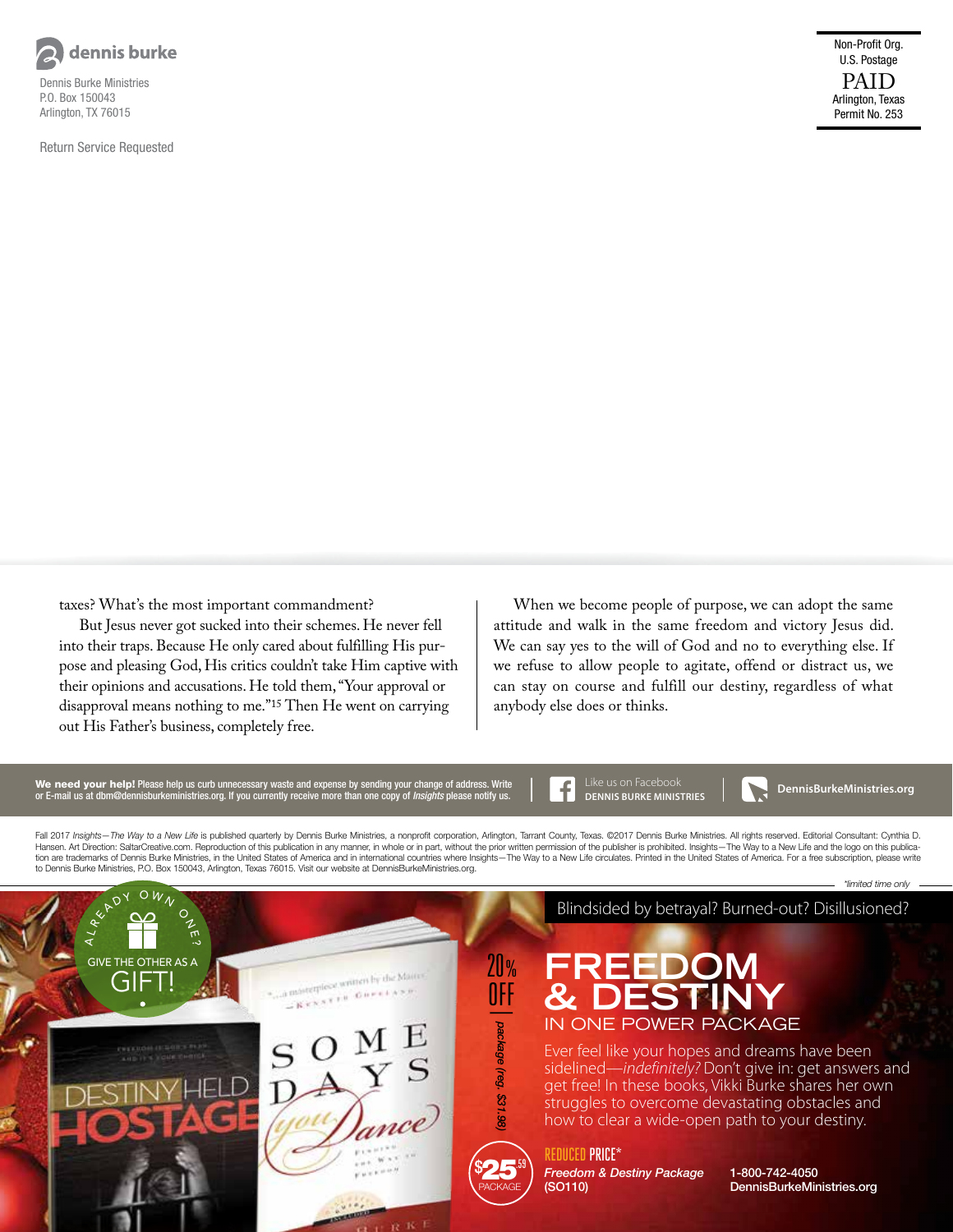dennis burke

Dennis Burke Ministries
P.O. Box 150043
Arlington, TX 76015

Return Service Requested

Non-Profit Org.
U.S. Postage
PAID
Arlington, Texas
Permit No. 253

taxes? What's the most important commandment?

But Jesus never got sucked into their schemes. He never fell into their traps. Because He only cared about fulfilling His purpose and pleasing God, His critics couldn't take Him captive with their opinions and accusations. He told them, "Your approval or disapproval means nothing to me."[15] Then He went on carrying out His Father's business, completely free.

When we become people of purpose, we can adopt the same attitude and walk in the same freedom and victory Jesus did. We can say yes to the will of God and no to everything else. If we refuse to allow people to agitate, offend or distract us, we can stay on course and fulfill our destiny, regardless of what anybody else does or thinks.

**We need your help!** Please help us curb unnecessary waste and expense by sending your change of address. Write or E-mail us at dbm@dennisburkeministries.org. If you currently receive more than one copy of *Insights* please notify us.

Like us on Facebook
DENNIS BURKE MINISTRIES

DennisBurkeMinistries.org

Fall 2017 *Insights—The Way to a New Life* is published quarterly by Dennis Burke Ministries, a nonprofit corporation, Arlington, Tarrant County, Texas. ©2017 Dennis Burke Ministries. All rights reserved. Editorial Consultant: Cynthia D. Hansen. Art Direction: SaltarCreative.com. Reproduction of this publication in any manner, in whole or in part, without the prior written permission of the publisher is prohibited. Insights—The Way to a New Life and the logo on this publication are trademarks of Dennis Burke Ministries, in the United States of America and in international countries where Insights—The Way to a New Life circulates. Printed in the United States of America. For a free subscription, please write to Dennis Burke Ministries, P.O. Box 150043, Arlington, Texas 76015. Visit our website at DennisBurkeMinistries.org.

*limited time only

ALREADY OWN ONE? GIVE THE OTHER AS A GIFT!

20% OFF package (reg. $31.98)

Blindsided by betrayal? Burned-out? Disillusioned?

# FREEDOM & DESTINY

## IN ONE POWER PACKAGE

Ever feel like your hopes and dreams have been sidelined—*indefinitely?* Don't give in: get answers and get free! In these books, Vikki Burke shares her own struggles to overcome devastating obstacles and how to clear a wide-open path to your destiny.

REDUCED PRICE*

$25.59 PACKAGE

*Freedom & Destiny Package* (SO110)

1-800-742-4050
DennisBurkeMinistries.org